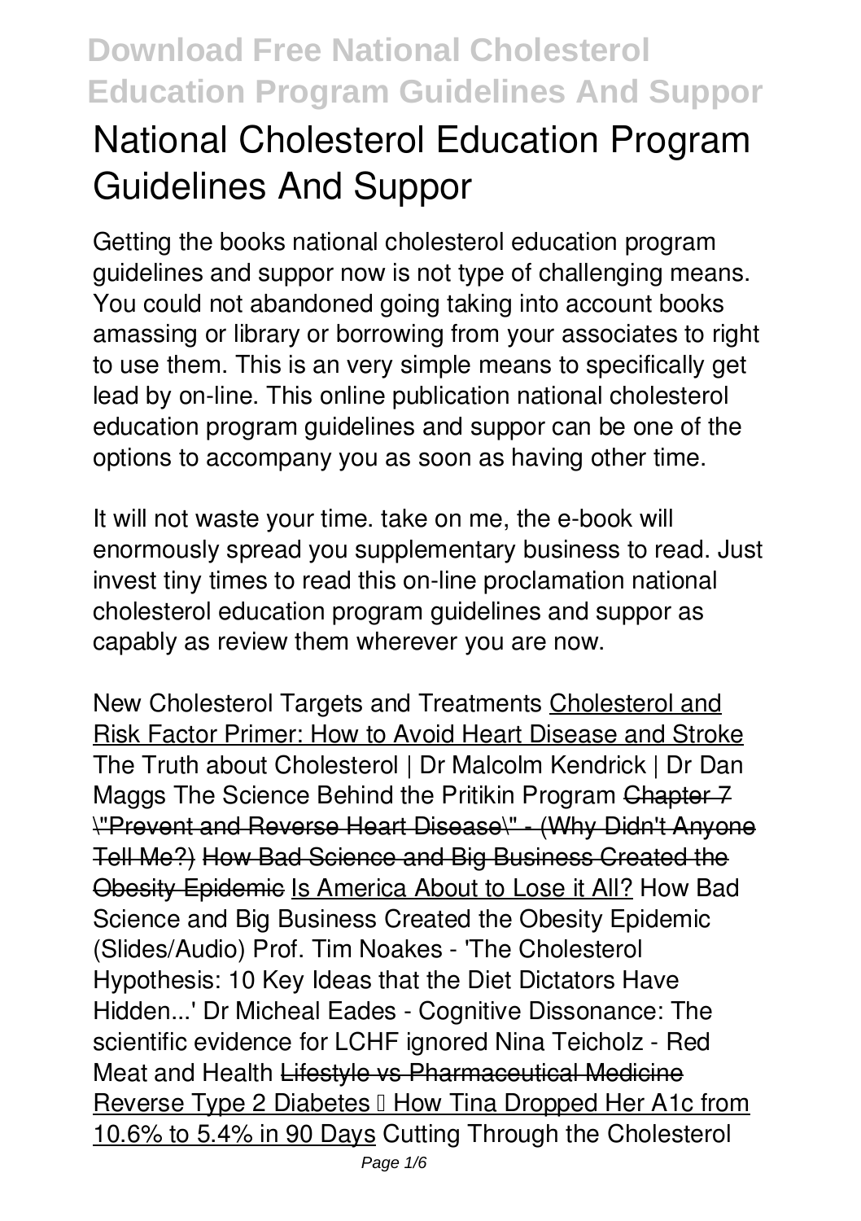# National Cholesterol Education Program Guidelines And Suppor

Getting the books national cholesterol education program guidelines and suppor now is not type of challenging means. You could not abandoned going taking into account books amassing or library or borrowing from your associates to right to use them. This is an very simple means to specifically get lead by on-line. This online publication national cholesterol education program guidelines and suppor can be one of the options to accompany you as soon as having other time.

It will not waste your time. take on me, the e-book will enormously spread you supplementary business to read. Just invest tiny times to read this on-line proclamation national cholesterol education program guidelines and suppor as capably as review them wherever you are now.

*New Cholesterol Targets and Treatments* Cholesterol and Risk Factor Primer: How to Avoid Heart Disease and Stroke *The Truth about Cholesterol | Dr Malcolm Kendrick | Dr Dan Maggs* *The Science Behind the Pritikin Program* Chapter 7 \"Prevent and Reverse Heart Disease\" - (Why Didn't Anyone Tell Me?) How Bad Science and Big Business Created the Obesity Epidemic Is America About to Lose it All? *How Bad Science and Big Business Created the Obesity Epidemic (Slides/Audio)* *Prof. Tim Noakes - 'The Cholesterol Hypothesis: 10 Key Ideas that the Diet Dictators Have Hidden...'* *Dr Micheal Eades - Cognitive Dissonance: The scientific evidence for LCHF ignored* *Nina Teicholz - Red Meat and Health* Lifestyle vs Pharmaceutical Medicine Reverse Type 2 Diabetes – How Tina Dropped Her A1c from 10.6% to 5.4% in 90 Days *Cutting Through the Cholesterol*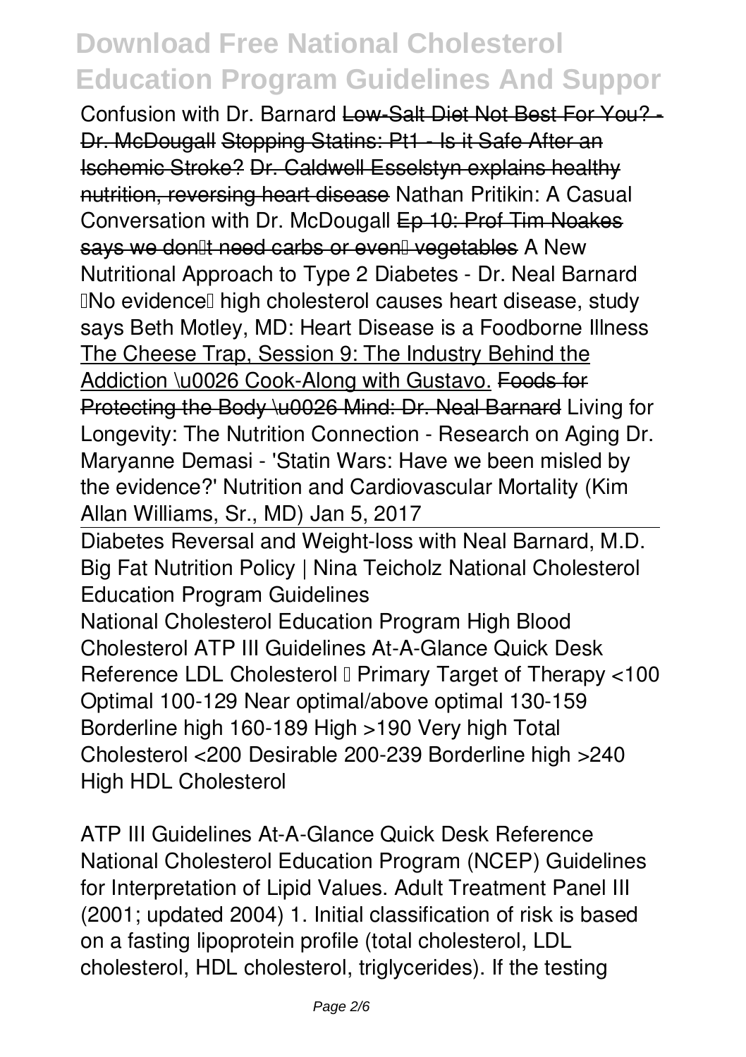Confusion with Dr. Barnard ~~Low-Salt Diet Not Best For You? - Dr. McDougall~~ ~~Stopping Statins: Pt1 - Is it Safe After an Ischemic Stroke?~~ ~~Dr. Caldwell Esselstyn explains healthy nutrition, reversing heart disease~~ Nathan Pritikin: A Casual Conversation with Dr. McDougall ~~Ep 10: Prof Tim Noakes says we don't need carbs or even' vegetables~~ A New Nutritional Approach to Type 2 Diabetes - Dr. Neal Barnard 'No evidence' high cholesterol causes heart disease, study says Beth Motley, MD: Heart Disease is a Foodborne Illness The Cheese Trap, Session 9: The Industry Behind the Addiction \u0026 Cook-Along with Gustavo. ~~Foods for Protecting the Body \u0026 Mind: Dr. Neal Barnard~~ Living for Longevity: The Nutrition Connection - Research on Aging Dr. Maryanne Demasi - 'Statin Wars: Have we been misled by the evidence?' Nutrition and Cardiovascular Mortality (Kim Allan Williams, Sr., MD) Jan 5, 2017

Diabetes Reversal and Weight-loss with Neal Barnard, M.D. Big Fat Nutrition Policy | Nina Teicholz National Cholesterol Education Program Guidelines

National Cholesterol Education Program High Blood Cholesterol ATP III Guidelines At-A-Glance Quick Desk Reference LDL Cholesterol – Primary Target of Therapy <100 Optimal 100-129 Near optimal/above optimal 130-159 Borderline high 160-189 High >190 Very high Total Cholesterol <200 Desirable 200-239 Borderline high >240 High HDL Cholesterol

ATP III Guidelines At-A-Glance Quick Desk Reference

National Cholesterol Education Program (NCEP) Guidelines for Interpretation of Lipid Values. Adult Treatment Panel III (2001; updated 2004) 1. Initial classification of risk is based on a fasting lipoprotein profile (total cholesterol, LDL cholesterol, HDL cholesterol, triglycerides). If the testing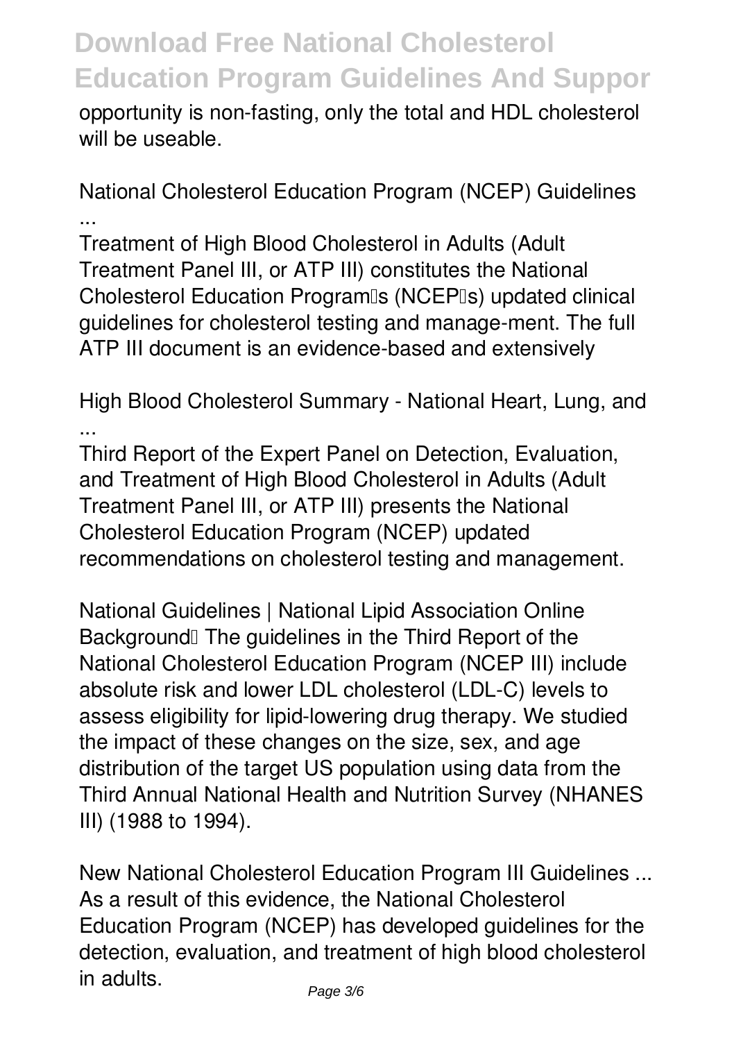opportunity is non-fasting, only the total and HDL cholesterol will be useable.

**National Cholesterol Education Program (NCEP) Guidelines ...**

Treatment of High Blood Cholesterol in Adults (Adult Treatment Panel III, or ATP III) constitutes the National Cholesterol Education Program's (NCEP's) updated clinical guidelines for cholesterol testing and manage-ment. The full ATP III document is an evidence-based and extensively

**High Blood Cholesterol Summary - National Heart, Lung, and ...**

Third Report of the Expert Panel on Detection, Evaluation, and Treatment of High Blood Cholesterol in Adults (Adult Treatment Panel III, or ATP III) presents the National Cholesterol Education Program (NCEP) updated recommendations on cholesterol testing and management.

**National Guidelines | National Lipid Association Online**

Background The guidelines in the Third Report of the National Cholesterol Education Program (NCEP III) include absolute risk and lower LDL cholesterol (LDL-C) levels to assess eligibility for lipid-lowering drug therapy. We studied the impact of these changes on the size, sex, and age distribution of the target US population using data from the Third Annual National Health and Nutrition Survey (NHANES III) (1988 to 1994).

**New National Cholesterol Education Program III Guidelines ...**

As a result of this evidence, the National Cholesterol Education Program (NCEP) has developed guidelines for the detection, evaluation, and treatment of high blood cholesterol in adults.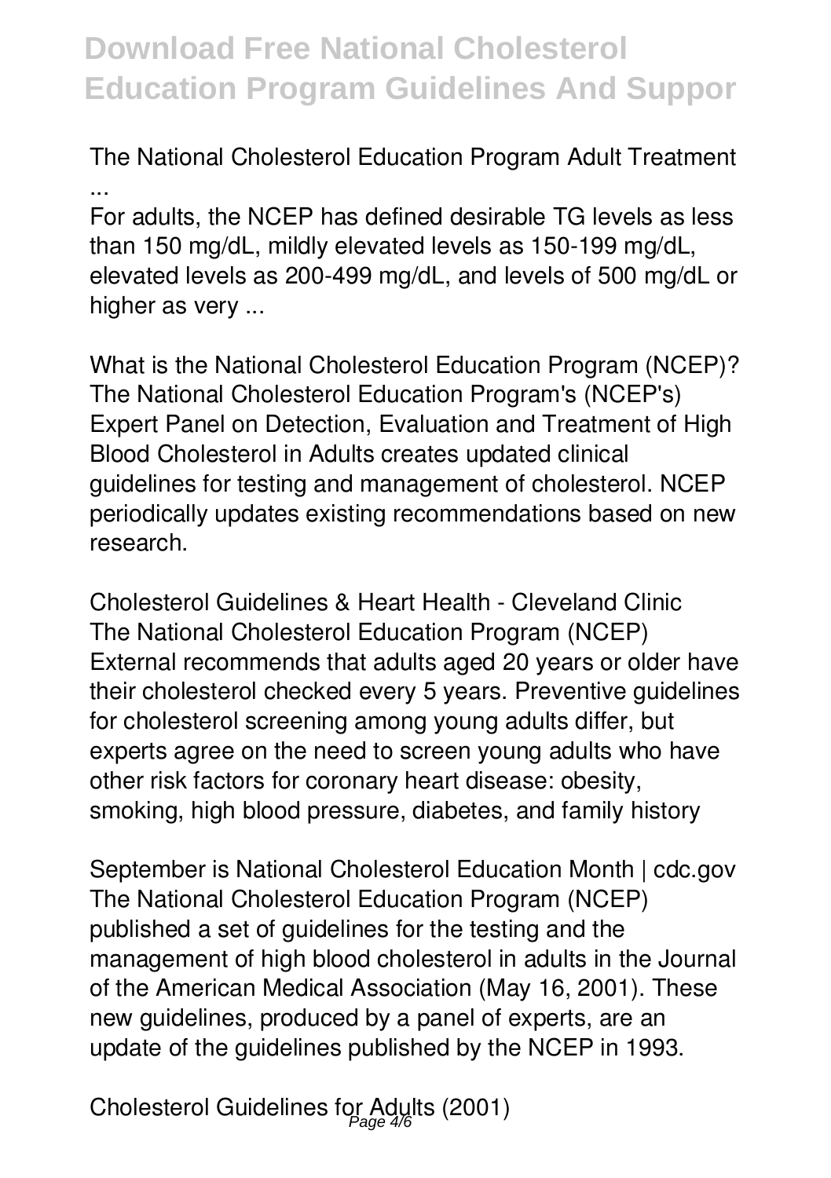**The National Cholesterol Education Program Adult Treatment ...**

For adults, the NCEP has defined desirable TG levels as less than 150 mg/dL, mildly elevated levels as 150-199 mg/dL, elevated levels as 200-499 mg/dL, and levels of 500 mg/dL or higher as very ...

**What is the National Cholesterol Education Program (NCEP)?**

The National Cholesterol Education Program's (NCEP's) Expert Panel on Detection, Evaluation and Treatment of High Blood Cholesterol in Adults creates updated clinical guidelines for testing and management of cholesterol. NCEP periodically updates existing recommendations based on new research.

**Cholesterol Guidelines & Heart Health - Cleveland Clinic**

The National Cholesterol Education Program (NCEP) External recommends that adults aged 20 years or older have their cholesterol checked every 5 years. Preventive guidelines for cholesterol screening among young adults differ, but experts agree on the need to screen young adults who have other risk factors for coronary heart disease: obesity, smoking, high blood pressure, diabetes, and family history

**September is National Cholesterol Education Month | cdc.gov**

The National Cholesterol Education Program (NCEP) published a set of guidelines for the testing and the management of high blood cholesterol in adults in the Journal of the American Medical Association (May 16, 2001). These new guidelines, produced by a panel of experts, are an update of the guidelines published by the NCEP in 1993.

**Cholesterol Guidelines for Adults (2001)**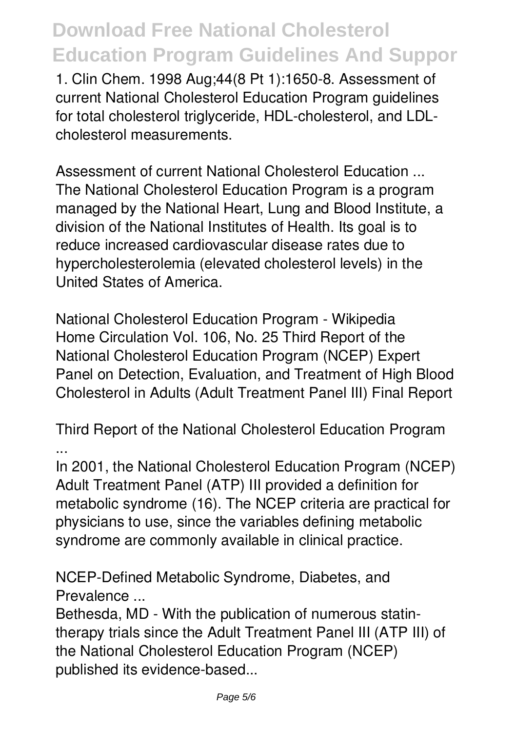1. Clin Chem. 1998 Aug;44(8 Pt 1):1650-8. Assessment of current National Cholesterol Education Program guidelines for total cholesterol triglyceride, HDL-cholesterol, and LDL-cholesterol measurements.

*Assessment of current National Cholesterol Education ...*
The National Cholesterol Education Program is a program managed by the National Heart, Lung and Blood Institute, a division of the National Institutes of Health. Its goal is to reduce increased cardiovascular disease rates due to hypercholesterolemia (elevated cholesterol levels) in the United States of America.

*National Cholesterol Education Program - Wikipedia*
Home Circulation Vol. 106, No. 25 Third Report of the National Cholesterol Education Program (NCEP) Expert Panel on Detection, Evaluation, and Treatment of High Blood Cholesterol in Adults (Adult Treatment Panel III) Final Report

*Third Report of the National Cholesterol Education Program ...*
In 2001, the National Cholesterol Education Program (NCEP) Adult Treatment Panel (ATP) III provided a definition for metabolic syndrome (16). The NCEP criteria are practical for physicians to use, since the variables defining metabolic syndrome are commonly available in clinical practice.

*NCEP-Defined Metabolic Syndrome, Diabetes, and Prevalence ...*
Bethesda, MD - With the publication of numerous statin-therapy trials since the Adult Treatment Panel III (ATP III) of the National Cholesterol Education Program (NCEP) published its evidence-based...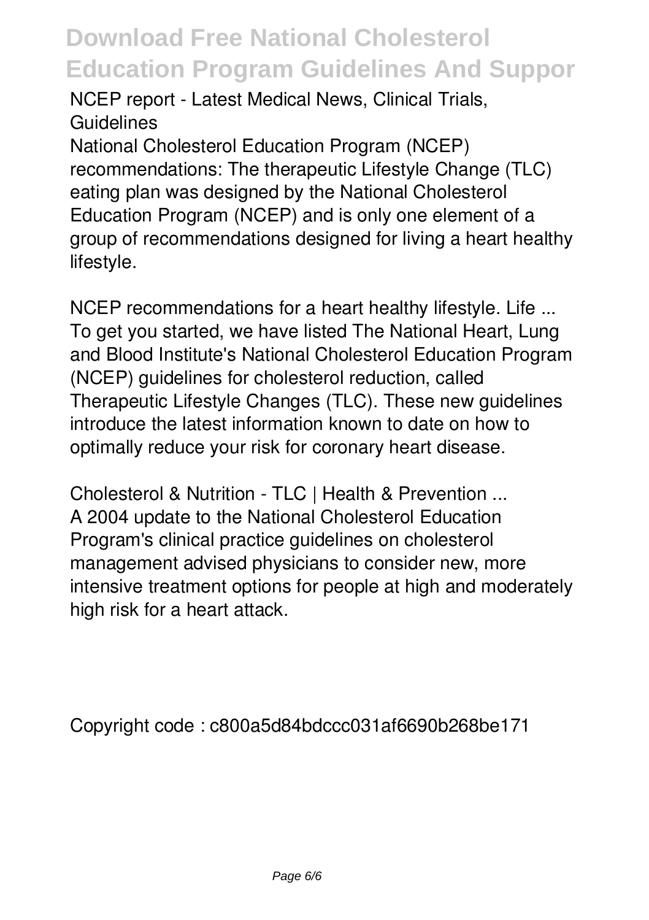**NCEP report - Latest Medical News, Clinical Trials, Guidelines**

National Cholesterol Education Program (NCEP) recommendations: The therapeutic Lifestyle Change (TLC) eating plan was designed by the National Cholesterol Education Program (NCEP) and is only one element of a group of recommendations designed for living a heart healthy lifestyle.

**NCEP recommendations for a heart healthy lifestyle. Life ...**

To get you started, we have listed The National Heart, Lung and Blood Institute's National Cholesterol Education Program (NCEP) guidelines for cholesterol reduction, called Therapeutic Lifestyle Changes (TLC). These new guidelines introduce the latest information known to date on how to optimally reduce your risk for coronary heart disease.

**Cholesterol & Nutrition - TLC | Health & Prevention ...**

A 2004 update to the National Cholesterol Education Program's clinical practice guidelines on cholesterol management advised physicians to consider new, more intensive treatment options for people at high and moderately high risk for a heart attack.

Copyright code : c800a5d84bdccc031af6690b268be171